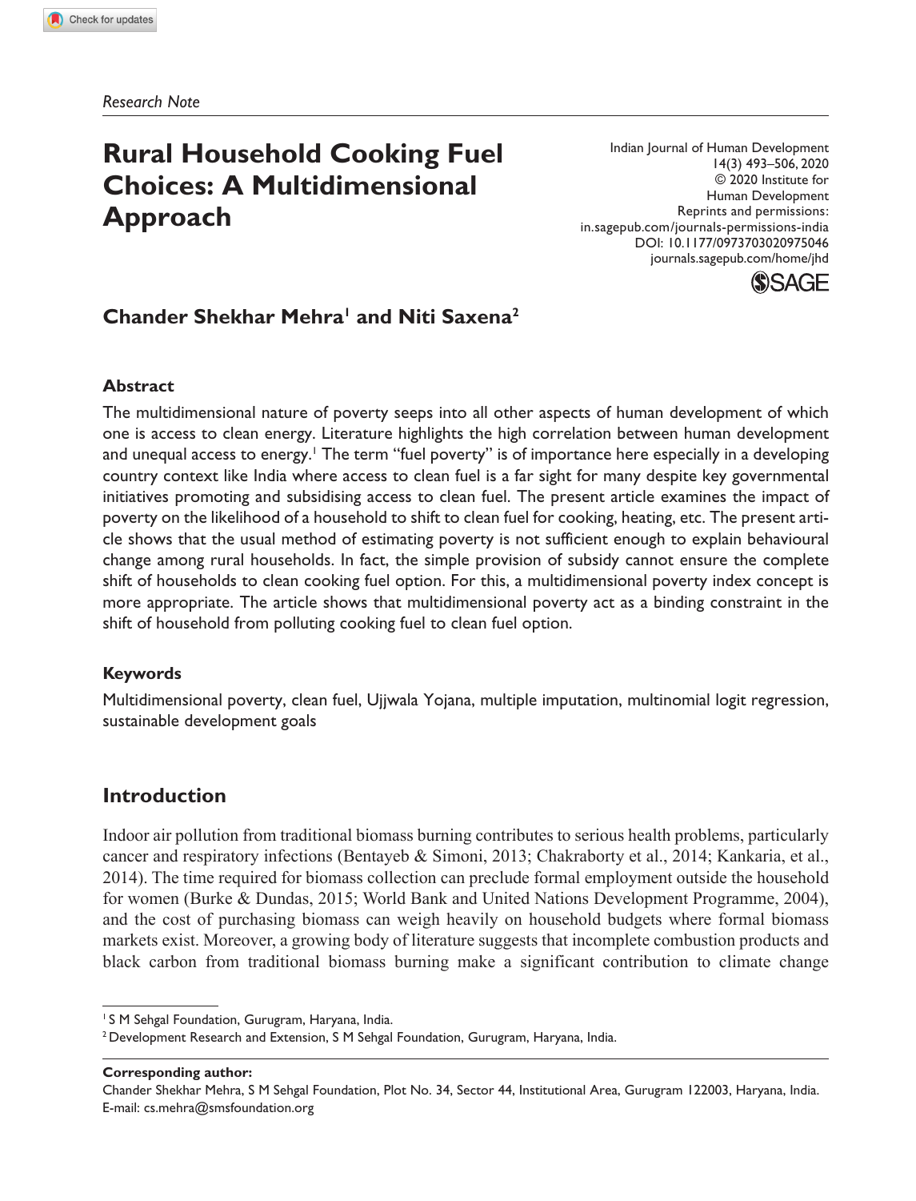*Research Note*

# Rural Household Cooking Fuel Choices: A Multidimensional Approach

**Chander Shekhar Mehra[1] and Niti Saxena[2]**

## Abstract

The multidimensional nature of poverty seeps into all other aspects of human development of which one is access to clean energy. Literature highlights the high correlation between human development and unequal access to energy.[1] The term "fuel poverty" is of importance here especially in a developing country context like India where access to clean fuel is a far sight for many despite key governmental initiatives promoting and subsidising access to clean fuel. The present article examines the impact of poverty on the likelihood of a household to shift to clean fuel for cooking, heating, etc. The present article shows that the usual method of estimating poverty is not sufficient enough to explain behavioural change among rural households. In fact, the simple provision of subsidy cannot ensure the complete shift of households to clean cooking fuel option. For this, a multidimensional poverty index concept is more appropriate. The article shows that multidimensional poverty act as a binding constraint in the shift of household from polluting cooking fuel to clean fuel option.

## Keywords

Multidimensional poverty, clean fuel, Ujjwala Yojana, multiple imputation, multinomial logit regression, sustainable development goals

## Introduction

Indoor air pollution from traditional biomass burning contributes to serious health problems, particularly cancer and respiratory infections (Bentayeb & Simoni, 2013; Chakraborty et al., 2014; Kankaria, et al., 2014). The time required for biomass collection can preclude formal employment outside the household for women (Burke & Dundas, 2015; World Bank and United Nations Development Programme, 2004), and the cost of purchasing biomass can weigh heavily on household budgets where formal biomass markets exist. Moreover, a growing body of literature suggests that incomplete combustion products and black carbon from traditional biomass burning make a significant contribution to climate change

---

[1] S M Sehgal Foundation, Gurugram, Haryana, India.

[2] Development Research and Extension, S M Sehgal Foundation, Gurugram, Haryana, India.

**Corresponding author:**

Chander Shekhar Mehra, S M Sehgal Foundation, Plot No. 34, Sector 44, Institutional Area, Gurugram 122003, Haryana, India.
E-mail: cs.mehra@smsfoundation.org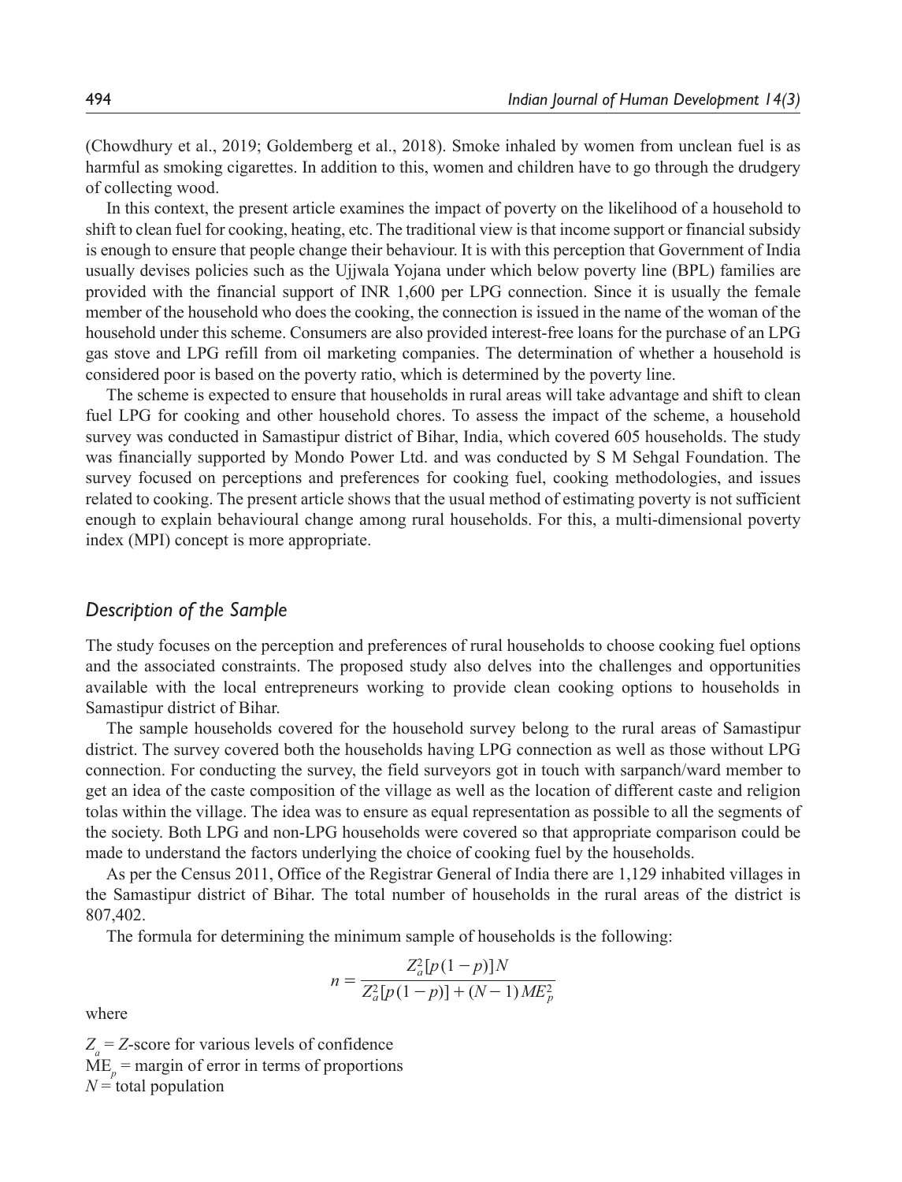(Chowdhury et al., 2019; Goldemberg et al., 2018). Smoke inhaled by women from unclean fuel is as harmful as smoking cigarettes. In addition to this, women and children have to go through the drudgery of collecting wood.

In this context, the present article examines the impact of poverty on the likelihood of a household to shift to clean fuel for cooking, heating, etc. The traditional view is that income support or financial subsidy is enough to ensure that people change their behaviour. It is with this perception that Government of India usually devises policies such as the Ujjwala Yojana under which below poverty line (BPL) families are provided with the financial support of INR 1,600 per LPG connection. Since it is usually the female member of the household who does the cooking, the connection is issued in the name of the woman of the household under this scheme. Consumers are also provided interest-free loans for the purchase of an LPG gas stove and LPG refill from oil marketing companies. The determination of whether a household is considered poor is based on the poverty ratio, which is determined by the poverty line.

The scheme is expected to ensure that households in rural areas will take advantage and shift to clean fuel LPG for cooking and other household chores. To assess the impact of the scheme, a household survey was conducted in Samastipur district of Bihar, India, which covered 605 households. The study was financially supported by Mondo Power Ltd. and was conducted by S M Sehgal Foundation. The survey focused on perceptions and preferences for cooking fuel, cooking methodologies, and issues related to cooking. The present article shows that the usual method of estimating poverty is not sufficient enough to explain behavioural change among rural households. For this, a multi-dimensional poverty index (MPI) concept is more appropriate.

## *Description of the Sample*

The study focuses on the perception and preferences of rural households to choose cooking fuel options and the associated constraints. The proposed study also delves into the challenges and opportunities available with the local entrepreneurs working to provide clean cooking options to households in Samastipur district of Bihar.

The sample households covered for the household survey belong to the rural areas of Samastipur district. The survey covered both the households having LPG connection as well as those without LPG connection. For conducting the survey, the field surveyors got in touch with sarpanch/ward member to get an idea of the caste composition of the village as well as the location of different caste and religion tolas within the village. The idea was to ensure as equal representation as possible to all the segments of the society. Both LPG and non-LPG households were covered so that appropriate comparison could be made to understand the factors underlying the choice of cooking fuel by the households.

As per the Census 2011, Office of the Registrar General of India there are 1,129 inhabited villages in the Samastipur district of Bihar. The total number of households in the rural areas of the district is 807,402.

The formula for determining the minimum sample of households is the following:

$$n = \frac{Z_a^2[p(1-p)]N}{Z_a^2[p(1-p)] + (N-1)ME_p^2}$$

where

$Z_a$ = *Z*-score for various levels of confidence
$ME_p$ = margin of error in terms of proportions
$N$ = total population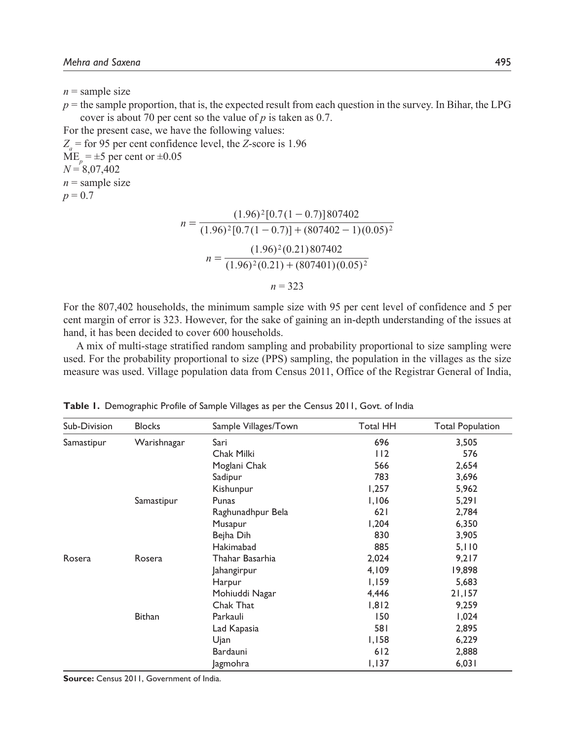$n$ = sample size

$p$ = the sample proportion, that is, the expected result from each question in the survey. In Bihar, the LPG cover is about 70 per cent so the value of $p$ is taken as 0.7.

For the present case, we have the following values:

$Z_a$ = for 95 per cent confidence level, the $Z$-score is 1.96

$ME_p$ = ±5 per cent or ±0.05

$N$ = 8,07,402

$n$ = sample size

$p$ = 0.7

$$n = \frac{(1.96)^2[0.7(1-0.7)]807402}{(1.96)^2[0.7(1-0.7)] + (807402-1)(0.05)^2}$$

$$n = \frac{(1.96)^2(0.21)807402}{(1.96)^2(0.21) + (807401)(0.05)^2}$$

$$n = 323$$

For the 807,402 households, the minimum sample size with 95 per cent level of confidence and 5 per cent margin of error is 323. However, for the sake of gaining an in-depth understanding of the issues at hand, it has been decided to cover 600 households.

A mix of multi-stage stratified random sampling and probability proportional to size sampling were used. For the probability proportional to size (PPS) sampling, the population in the villages as the size measure was used. Village population data from Census 2011, Office of the Registrar General of India,

**Table 1.** Demographic Profile of Sample Villages as per the Census 2011, Govt. of India

| Sub-Division | Blocks | Sample Villages/Town | Total HH | Total Population |
|---|---|---|---|---|
| Samastipur | Warishnagar | Sari | 696 | 3,505 |
| | | Chak Milki | 112 | 576 |
| | | Moglani Chak | 566 | 2,654 |
| | | Sadipur | 783 | 3,696 |
| | | Kishunpur | 1,257 | 5,962 |
| | Samastipur | Punas | 1,106 | 5,291 |
| | | Raghunadhpur Bela | 621 | 2,784 |
| | | Musapur | 1,204 | 6,350 |
| | | Bejha Dih | 830 | 3,905 |
| | | Hakimabad | 885 | 5,110 |
| Rosera | Rosera | Thahar Basarhia | 2,024 | 9,217 |
| | | Jahangirpur | 4,109 | 19,898 |
| | | Harpur | 1,159 | 5,683 |
| | | Mohiuddi Nagar | 4,446 | 21,157 |
| | | Chak That | 1,812 | 9,259 |
| | Bithan | Parkauli | 150 | 1,024 |
| | | Lad Kapasia | 581 | 2,895 |
| | | Ujan | 1,158 | 6,229 |
| | | Bardauni | 612 | 2,888 |
| | | Jagmohra | 1,137 | 6,031 |

**Source:** Census 2011, Government of India.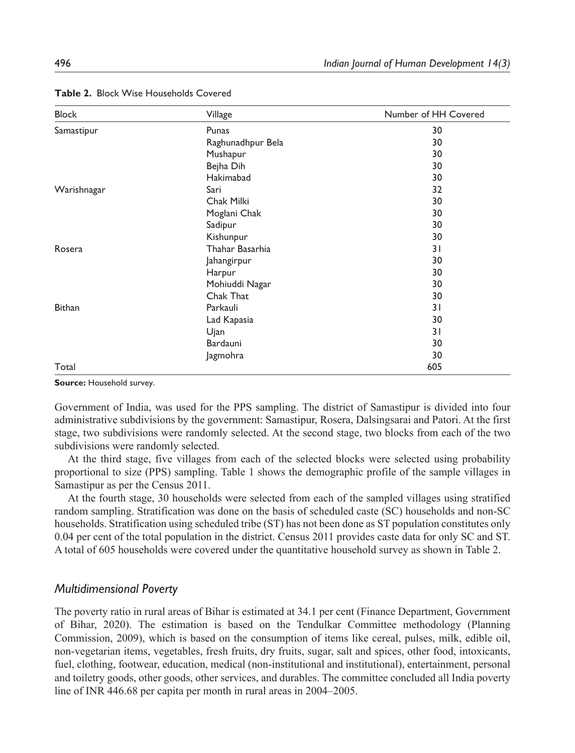**Table 2.** Block Wise Households Covered

| Block | Village | Number of HH Covered |
|---|---|---|
| Samastipur | Punas | 30 |
| | Raghunadhpur Bela | 30 |
| | Mushapur | 30 |
| | Bejha Dih | 30 |
| | Hakimabad | 30 |
| Warishnagar | Sari | 32 |
| | Chak Milki | 30 |
| | Moglani Chak | 30 |
| | Sadipur | 30 |
| | Kishunpur | 30 |
| Rosera | Thahar Basarhia | 31 |
| | Jahangirpur | 30 |
| | Harpur | 30 |
| | Mohiuddi Nagar | 30 |
| | Chak That | 30 |
| Bithan | Parkauli | 31 |
| | Lad Kapasia | 30 |
| | Ujan | 31 |
| | Bardauni | 30 |
| | Jagmohra | 30 |
| Total | | 605 |

**Source:** Household survey.

Government of India, was used for the PPS sampling. The district of Samastipur is divided into four administrative subdivisions by the government: Samastipur, Rosera, Dalsingsarai and Patori. At the first stage, two subdivisions were randomly selected. At the second stage, two blocks from each of the two subdivisions were randomly selected.

At the third stage, five villages from each of the selected blocks were selected using probability proportional to size (PPS) sampling. Table 1 shows the demographic profile of the sample villages in Samastipur as per the Census 2011.

At the fourth stage, 30 households were selected from each of the sampled villages using stratified random sampling. Stratification was done on the basis of scheduled caste (SC) households and non-SC households. Stratification using scheduled tribe (ST) has not been done as ST population constitutes only 0.04 per cent of the total population in the district. Census 2011 provides caste data for only SC and ST. A total of 605 households were covered under the quantitative household survey as shown in Table 2.

## *Multidimensional Poverty*

The poverty ratio in rural areas of Bihar is estimated at 34.1 per cent (Finance Department, Government of Bihar, 2020). The estimation is based on the Tendulkar Committee methodology (Planning Commission, 2009), which is based on the consumption of items like cereal, pulses, milk, edible oil, non-vegetarian items, vegetables, fresh fruits, dry fruits, sugar, salt and spices, other food, intoxicants, fuel, clothing, footwear, education, medical (non-institutional and institutional), entertainment, personal and toiletry goods, other goods, other services, and durables. The committee concluded all India poverty line of INR 446.68 per capita per month in rural areas in 2004–2005.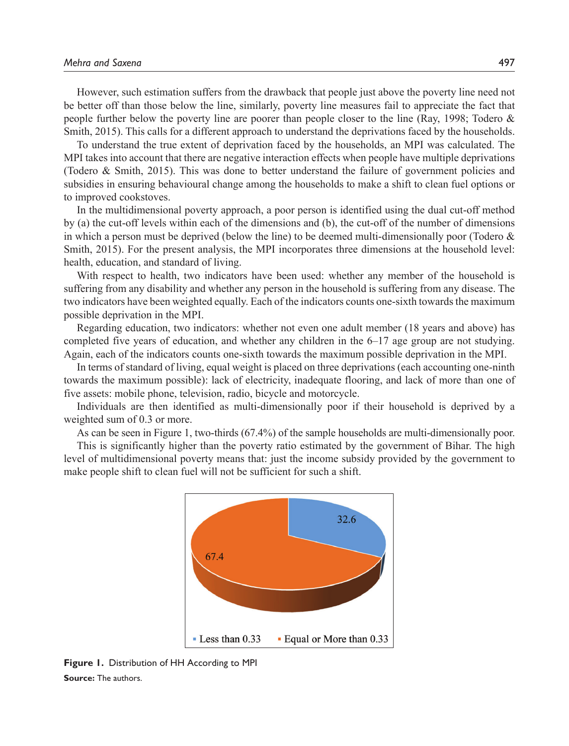However, such estimation suffers from the drawback that people just above the poverty line need not be better off than those below the line, similarly, poverty line measures fail to appreciate the fact that people further below the poverty line are poorer than people closer to the line (Ray, 1998; Todero & Smith, 2015). This calls for a different approach to understand the deprivations faced by the households.

To understand the true extent of deprivation faced by the households, an MPI was calculated. The MPI takes into account that there are negative interaction effects when people have multiple deprivations (Todero & Smith, 2015). This was done to better understand the failure of government policies and subsidies in ensuring behavioural change among the households to make a shift to clean fuel options or to improved cookstoves.

In the multidimensional poverty approach, a poor person is identified using the dual cut-off method by (a) the cut-off levels within each of the dimensions and (b), the cut-off of the number of dimensions in which a person must be deprived (below the line) to be deemed multi-dimensionally poor (Todero & Smith, 2015). For the present analysis, the MPI incorporates three dimensions at the household level: health, education, and standard of living.

With respect to health, two indicators have been used: whether any member of the household is suffering from any disability and whether any person in the household is suffering from any disease. The two indicators have been weighted equally. Each of the indicators counts one-sixth towards the maximum possible deprivation in the MPI.

Regarding education, two indicators: whether not even one adult member (18 years and above) has completed five years of education, and whether any children in the 6–17 age group are not studying. Again, each of the indicators counts one-sixth towards the maximum possible deprivation in the MPI.

In terms of standard of living, equal weight is placed on three deprivations (each accounting one-ninth towards the maximum possible): lack of electricity, inadequate flooring, and lack of more than one of five assets: mobile phone, television, radio, bicycle and motorcycle.

Individuals are then identified as multi-dimensionally poor if their household is deprived by a weighted sum of 0.3 or more.

As can be seen in Figure 1, two-thirds (67.4%) of the sample households are multi-dimensionally poor.

This is significantly higher than the poverty ratio estimated by the government of Bihar. The high level of multidimensional poverty means that: just the income subsidy provided by the government to make people shift to clean fuel will not be sufficient for such a shift.

| MPI | % of HH |
| --- | --- |
| Less than 0.33 | 32.6 |
| Equal or More than 0.33 | 67.4 |

**Figure 1.** Distribution of HH According to MPI

**Source:** The authors.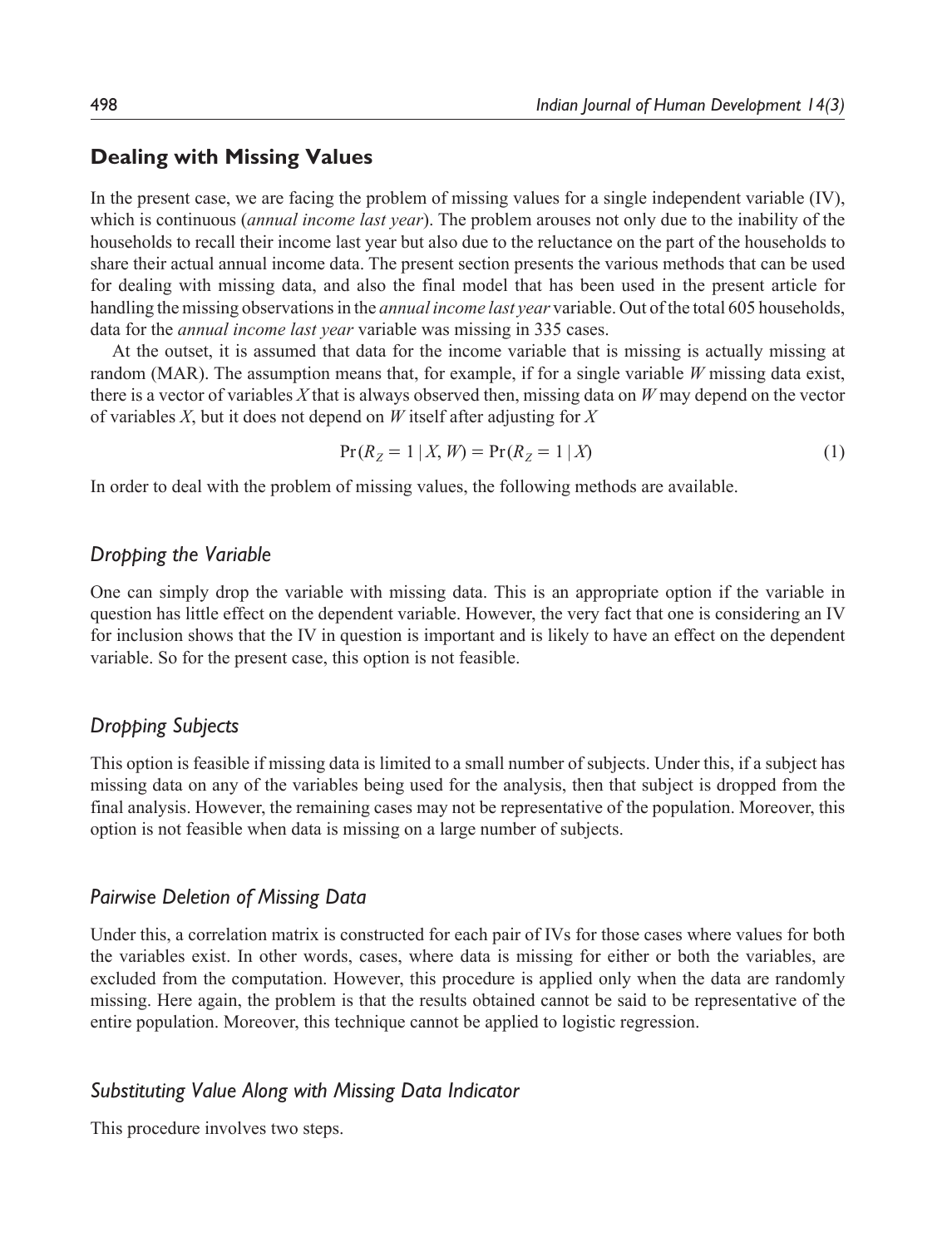## Dealing with Missing Values

In the present case, we are facing the problem of missing values for a single independent variable (IV), which is continuous (*annual income last year*). The problem arouses not only due to the inability of the households to recall their income last year but also due to the reluctance on the part of the households to share their actual annual income data. The present section presents the various methods that can be used for dealing with missing data, and also the final model that has been used in the present article for handling the missing observations in the *annual income last year* variable. Out of the total 605 households, data for the *annual income last year* variable was missing in 335 cases.

At the outset, it is assumed that data for the income variable that is missing is actually missing at random (MAR). The assumption means that, for example, if for a single variable $W$ missing data exist, there is a vector of variables $X$ that is always observed then, missing data on $W$ may depend on the vector of variables $X$, but it does not depend on $W$ itself after adjusting for $X$

$$\Pr(R_Z = 1 \mid X, W) = \Pr(R_Z = 1 \mid X) \tag{1}$$

In order to deal with the problem of missing values, the following methods are available.

### *Dropping the Variable*

One can simply drop the variable with missing data. This is an appropriate option if the variable in question has little effect on the dependent variable. However, the very fact that one is considering an IV for inclusion shows that the IV in question is important and is likely to have an effect on the dependent variable. So for the present case, this option is not feasible.

### *Dropping Subjects*

This option is feasible if missing data is limited to a small number of subjects. Under this, if a subject has missing data on any of the variables being used for the analysis, then that subject is dropped from the final analysis. However, the remaining cases may not be representative of the population. Moreover, this option is not feasible when data is missing on a large number of subjects.

### *Pairwise Deletion of Missing Data*

Under this, a correlation matrix is constructed for each pair of IVs for those cases where values for both the variables exist. In other words, cases, where data is missing for either or both the variables, are excluded from the computation. However, this procedure is applied only when the data are randomly missing. Here again, the problem is that the results obtained cannot be said to be representative of the entire population. Moreover, this technique cannot be applied to logistic regression.

### *Substituting Value Along with Missing Data Indicator*

This procedure involves two steps.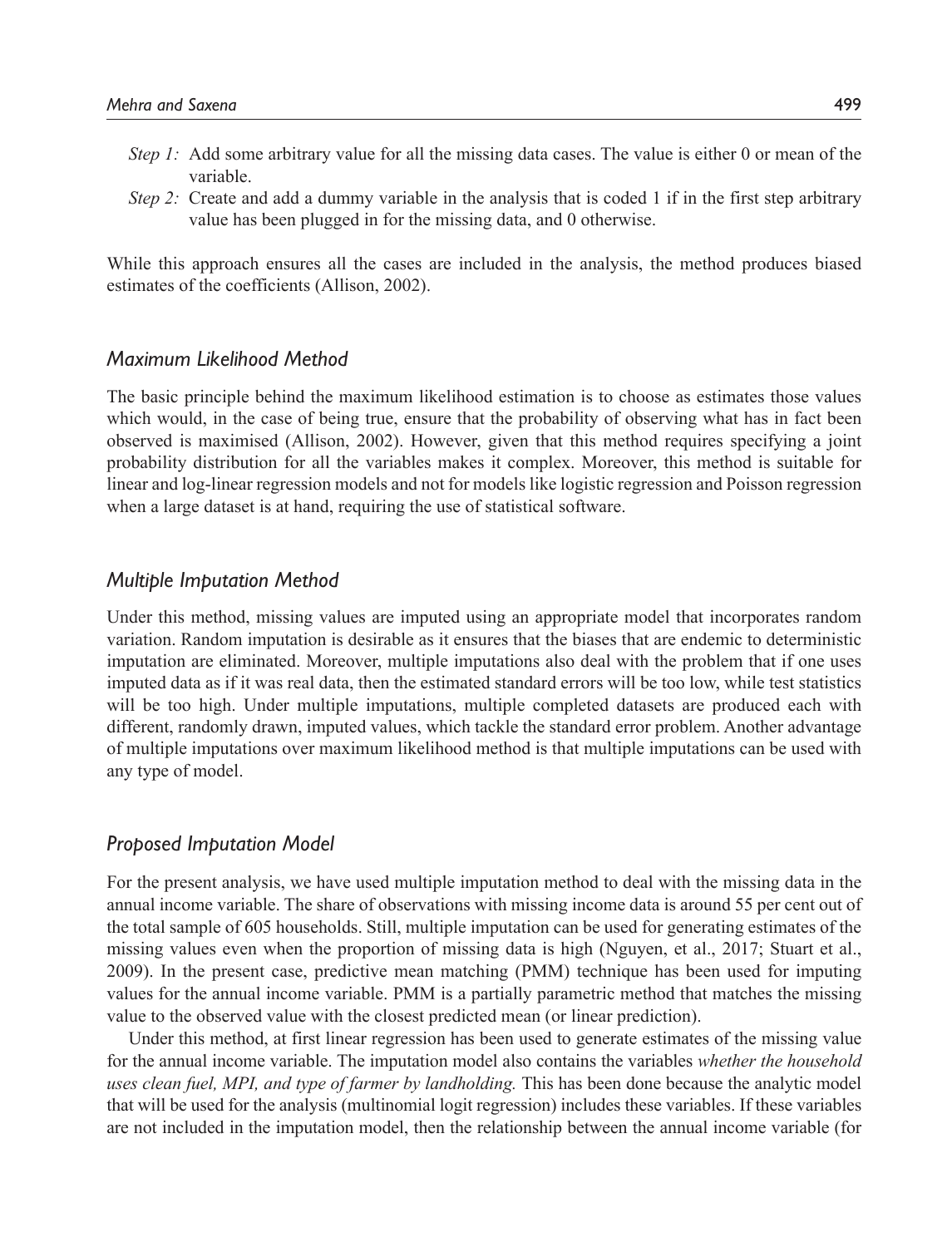*Step 1:* Add some arbitrary value for all the missing data cases. The value is either 0 or mean of the variable.

*Step 2:* Create and add a dummy variable in the analysis that is coded 1 if in the first step arbitrary value has been plugged in for the missing data, and 0 otherwise.

While this approach ensures all the cases are included in the analysis, the method produces biased estimates of the coefficients (Allison, 2002).

### *Maximum Likelihood Method*

The basic principle behind the maximum likelihood estimation is to choose as estimates those values which would, in the case of being true, ensure that the probability of observing what has in fact been observed is maximised (Allison, 2002). However, given that this method requires specifying a joint probability distribution for all the variables makes it complex. Moreover, this method is suitable for linear and log-linear regression models and not for models like logistic regression and Poisson regression when a large dataset is at hand, requiring the use of statistical software.

### *Multiple Imputation Method*

Under this method, missing values are imputed using an appropriate model that incorporates random variation. Random imputation is desirable as it ensures that the biases that are endemic to deterministic imputation are eliminated. Moreover, multiple imputations also deal with the problem that if one uses imputed data as if it was real data, then the estimated standard errors will be too low, while test statistics will be too high. Under multiple imputations, multiple completed datasets are produced each with different, randomly drawn, imputed values, which tackle the standard error problem. Another advantage of multiple imputations over maximum likelihood method is that multiple imputations can be used with any type of model.

### *Proposed Imputation Model*

For the present analysis, we have used multiple imputation method to deal with the missing data in the annual income variable. The share of observations with missing income data is around 55 per cent out of the total sample of 605 households. Still, multiple imputation can be used for generating estimates of the missing values even when the proportion of missing data is high (Nguyen, et al., 2017; Stuart et al., 2009). In the present case, predictive mean matching (PMM) technique has been used for imputing values for the annual income variable. PMM is a partially parametric method that matches the missing value to the observed value with the closest predicted mean (or linear prediction).

Under this method, at first linear regression has been used to generate estimates of the missing value for the annual income variable. The imputation model also contains the variables *whether the household uses clean fuel, MPI, and type of farmer by landholding.* This has been done because the analytic model that will be used for the analysis (multinomial logit regression) includes these variables. If these variables are not included in the imputation model, then the relationship between the annual income variable (for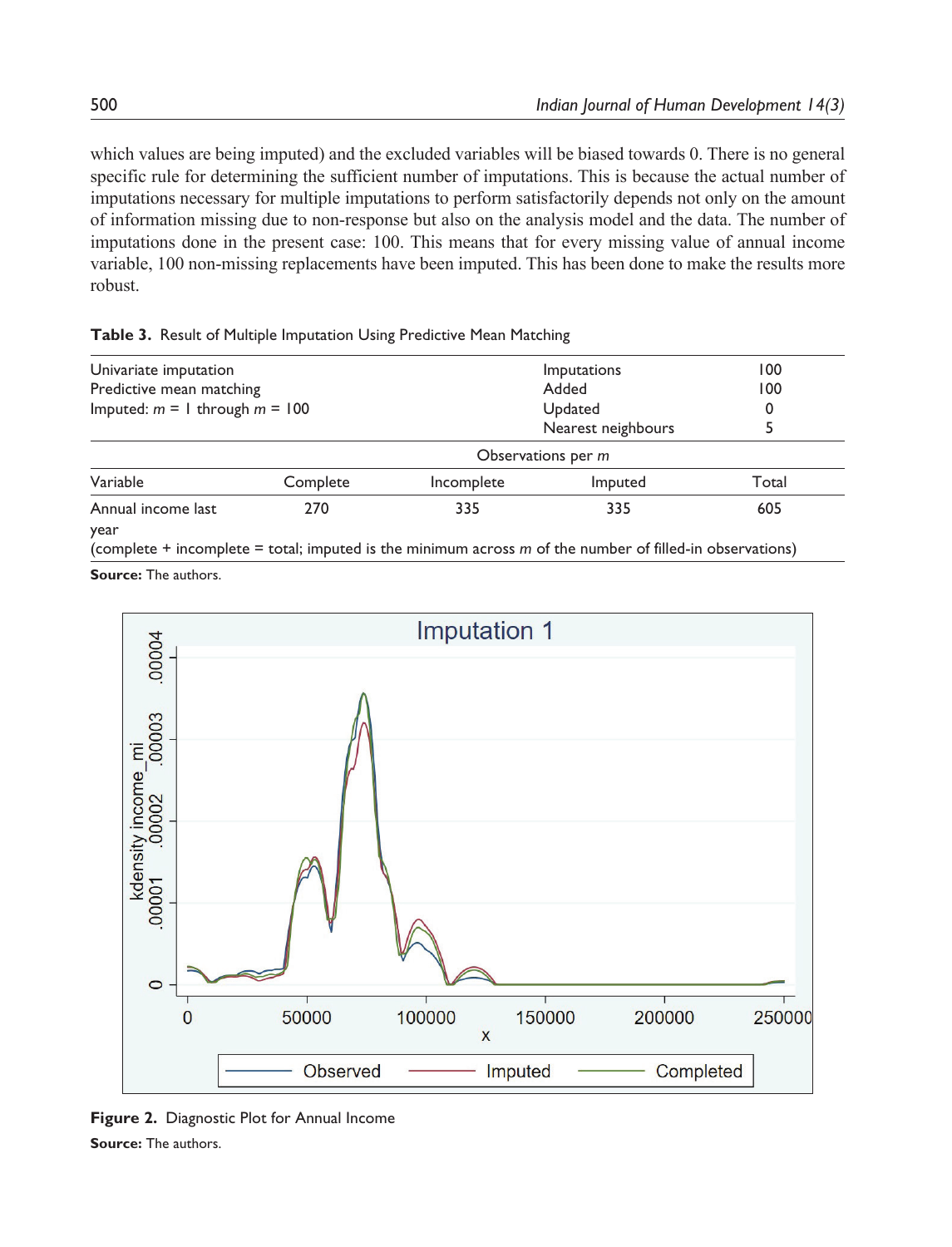which values are being imputed) and the excluded variables will be biased towards 0. There is no general specific rule for determining the sufficient number of imputations. This is because the actual number of imputations necessary for multiple imputations to perform satisfactorily depends not only on the amount of information missing due to non-response but also on the analysis model and the data. The number of imputations done in the present case: 100. This means that for every missing value of annual income variable, 100 non-missing replacements have been imputed. This has been done to make the results more robust.

**Table 3.** Result of Multiple Imputation Using Predictive Mean Matching

| Univariate imputation | | | Imputations | 100 |
|---|---|---|---|---|
| Predictive mean matching | | | Added | 100 |
| Imputed: $m$ = 1 through $m$ = 100 | | | Updated | 0 |
| | | | Nearest neighbours | 5 |
| | Observations per $m$ | | | |
| Variable | Complete | Incomplete | Imputed | Total |
| Annual income last year | 270 | 335 | 335 | 605 |

(complete + incomplete = total; imputed is the minimum across $m$ of the number of filled-in observations)

**Source:** The authors.

**Figure 2.** Diagnostic Plot for Annual Income

**Source:** The authors.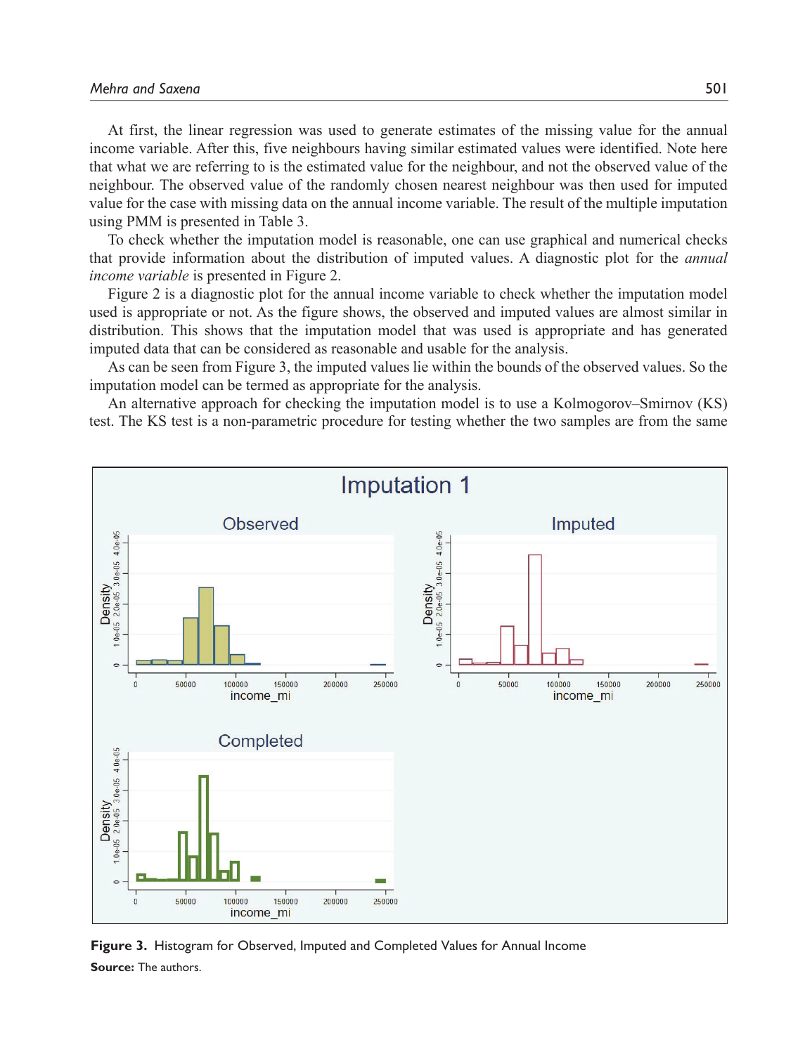At first, the linear regression was used to generate estimates of the missing value for the annual income variable. After this, five neighbours having similar estimated values were identified. Note here that what we are referring to is the estimated value for the neighbour, and not the observed value of the neighbour. The observed value of the randomly chosen nearest neighbour was then used for imputed value for the case with missing data on the annual income variable. The result of the multiple imputation using PMM is presented in Table 3.

To check whether the imputation model is reasonable, one can use graphical and numerical checks that provide information about the distribution of imputed values. A diagnostic plot for the *annual income variable* is presented in Figure 2.

Figure 2 is a diagnostic plot for the annual income variable to check whether the imputation model used is appropriate or not. As the figure shows, the observed and imputed values are almost similar in distribution. This shows that the imputation model that was used is appropriate and has generated imputed data that can be considered as reasonable and usable for the analysis.

As can be seen from Figure 3, the imputed values lie within the bounds of the observed values. So the imputation model can be termed as appropriate for the analysis.

An alternative approach for checking the imputation model is to use a Kolmogorov–Smirnov (KS) test. The KS test is a non-parametric procedure for testing whether the two samples are from the same

**Figure 3.** Histogram for Observed, Imputed and Completed Values for Annual Income

**Source:** The authors.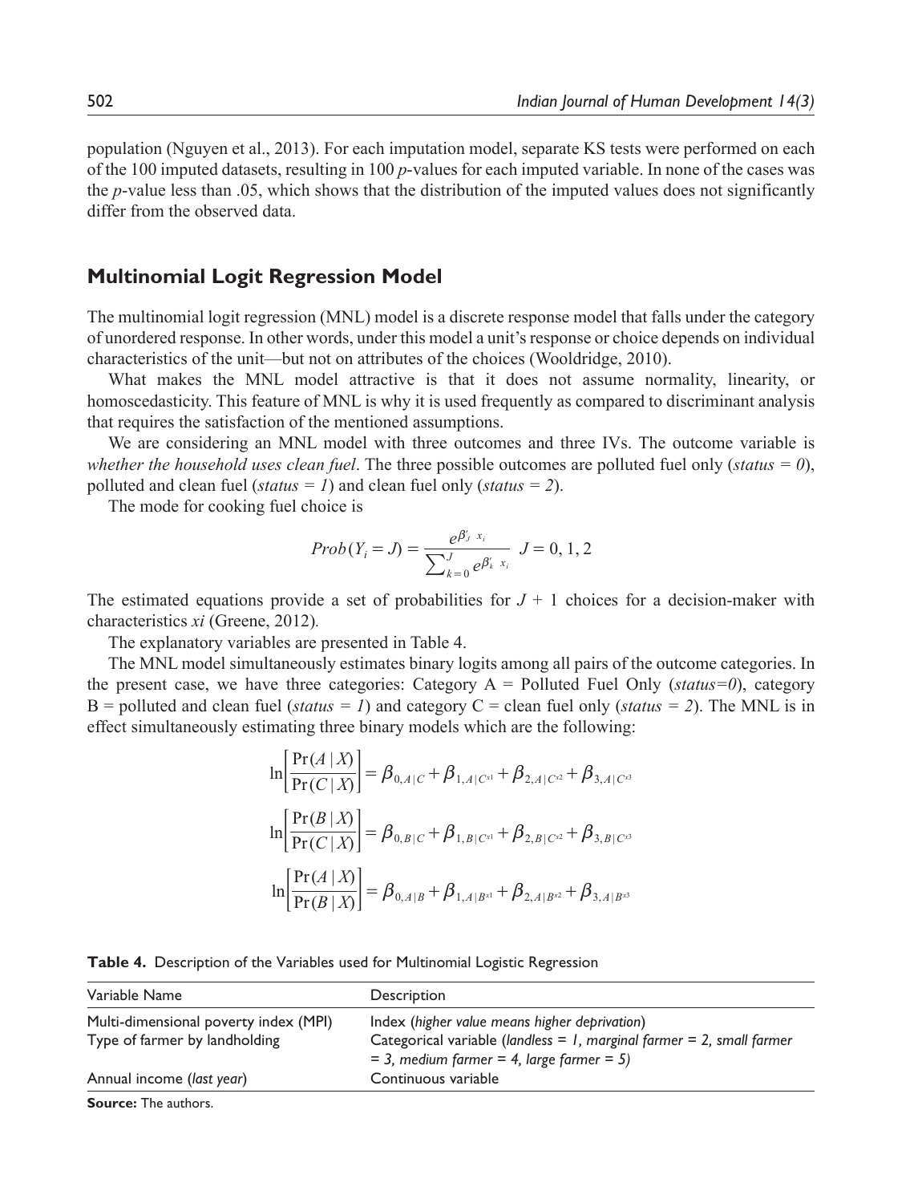population (Nguyen et al., 2013). For each imputation model, separate KS tests were performed on each of the 100 imputed datasets, resulting in 100 *p*-values for each imputed variable. In none of the cases was the *p*-value less than .05, which shows that the distribution of the imputed values does not significantly differ from the observed data.

## Multinomial Logit Regression Model

The multinomial logit regression (MNL) model is a discrete response model that falls under the category of unordered response. In other words, under this model a unit's response or choice depends on individual characteristics of the unit—but not on attributes of the choices (Wooldridge, 2010).

What makes the MNL model attractive is that it does not assume normality, linearity, or homoscedasticity. This feature of MNL is why it is used frequently as compared to discriminant analysis that requires the satisfaction of the mentioned assumptions.

We are considering an MNL model with three outcomes and three IVs. The outcome variable is *whether the household uses clean fuel*. The three possible outcomes are polluted fuel only (*status = 0*), polluted and clean fuel (*status = 1*) and clean fuel only (*status = 2*).

The mode for cooking fuel choice is

$$Prob(Y_i = J) = \frac{e^{\beta'_J \; x_i}}{\sum_{k=0}^{J} e^{\beta'_k \; x_i}} \;\; J = 0, 1, 2$$

The estimated equations provide a set of probabilities for $J + 1$ choices for a decision-maker with characteristics *xi* (Greene, 2012).

The explanatory variables are presented in Table 4.

The MNL model simultaneously estimates binary logits among all pairs of the outcome categories. In the present case, we have three categories: Category A = Polluted Fuel Only (*status=0*), category B = polluted and clean fuel (*status = 1*) and category C = clean fuel only (*status = 2*). The MNL is in effect simultaneously estimating three binary models which are the following:

$$\ln\left[\frac{\Pr(A \mid X)}{\Pr(C \mid X)}\right] = \beta_{0,A|C} + \beta_{1,A|C^{x1}} + \beta_{2,A|C^{x2}} + \beta_{3,A|C^{x3}}$$

$$\ln\left[\frac{\Pr(B \mid X)}{\Pr(C \mid X)}\right] = \beta_{0,B|C} + \beta_{1,B|C^{x1}} + \beta_{2,B|C^{x2}} + \beta_{3,B|C^{x3}}$$

$$\ln\left[\frac{\Pr(A \mid X)}{\Pr(B \mid X)}\right] = \beta_{0,A|B} + \beta_{1,A|B^{x1}} + \beta_{2,A|B^{x2}} + \beta_{3,A|B^{x3}}$$

**Table 4.** Description of the Variables used for Multinomial Logistic Regression

| Variable Name | Description |
|---|---|
| Multi-dimensional poverty index (MPI) | Index (*higher value means higher deprivation*) |
| Type of farmer by landholding | Categorical variable (*landless = 1, marginal farmer = 2, small farmer = 3, medium farmer = 4, large farmer = 5*) |
| Annual income (*last year*) | Continuous variable |

**Source:** The authors.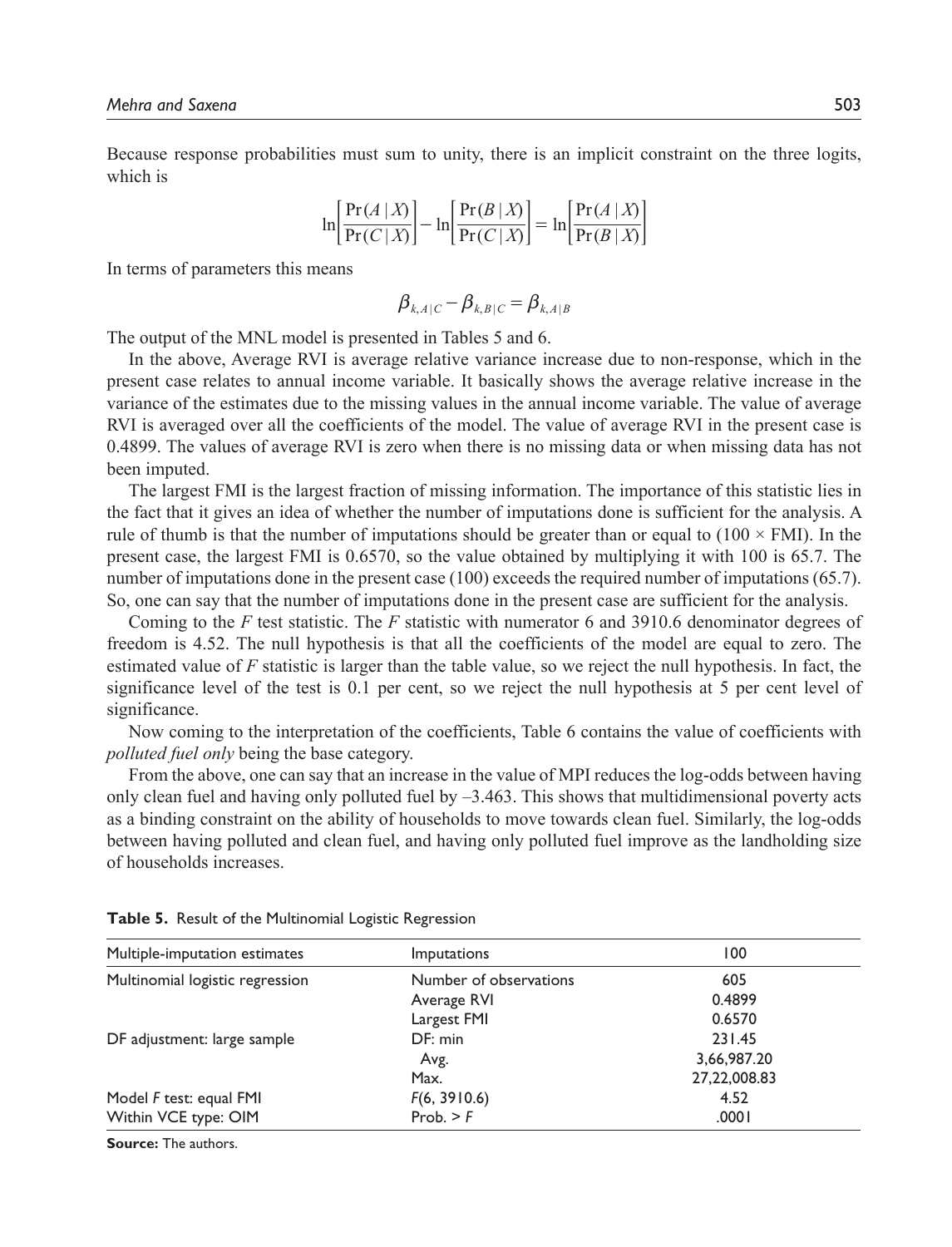Because response probabilities must sum to unity, there is an implicit constraint on the three logits, which is

$$\ln\left[\frac{\Pr(A\mid X)}{\Pr(C\mid X)}\right]-\ln\left[\frac{\Pr(B\mid X)}{\Pr(C\mid X)}\right]=\ln\left[\frac{\Pr(A\mid X)}{\Pr(B\mid X)}\right]$$

In terms of parameters this means

$$\beta_{k,A|C}-\beta_{k,B|C}=\beta_{k,A|B}$$

The output of the MNL model is presented in Tables 5 and 6.

In the above, Average RVI is average relative variance increase due to non-response, which in the present case relates to annual income variable. It basically shows the average relative increase in the variance of the estimates due to the missing values in the annual income variable. The value of average RVI is averaged over all the coefficients of the model. The value of average RVI in the present case is 0.4899. The values of average RVI is zero when there is no missing data or when missing data has not been imputed.

The largest FMI is the largest fraction of missing information. The importance of this statistic lies in the fact that it gives an idea of whether the number of imputations done is sufficient for the analysis. A rule of thumb is that the number of imputations should be greater than or equal to (100 × FMI). In the present case, the largest FMI is 0.6570, so the value obtained by multiplying it with 100 is 65.7. The number of imputations done in the present case (100) exceeds the required number of imputations (65.7). So, one can say that the number of imputations done in the present case are sufficient for the analysis.

Coming to the *F* test statistic. The *F* statistic with numerator 6 and 3910.6 denominator degrees of freedom is 4.52. The null hypothesis is that all the coefficients of the model are equal to zero. The estimated value of *F* statistic is larger than the table value, so we reject the null hypothesis. In fact, the significance level of the test is 0.1 per cent, so we reject the null hypothesis at 5 per cent level of significance.

Now coming to the interpretation of the coefficients, Table 6 contains the value of coefficients with *polluted fuel only* being the base category.

From the above, one can say that an increase in the value of MPI reduces the log-odds between having only clean fuel and having only polluted fuel by –3.463. This shows that multidimensional poverty acts as a binding constraint on the ability of households to move towards clean fuel. Similarly, the log-odds between having polluted and clean fuel, and having only polluted fuel improve as the landholding size of households increases.

**Table 5.** Result of the Multinomial Logistic Regression

| Multiple-imputation estimates | Imputations | 100 |
|---|---|---|
| Multinomial logistic regression | Number of observations | 605 |
| | Average RVI | 0.4899 |
| | Largest FMI | 0.6570 |
| DF adjustment: large sample | DF: min | 231.45 |
| | Avg. | 3,66,987.20 |
| | Max. | 27,22,008.83 |
| Model *F* test: equal FMI | *F*(6, 3910.6) | 4.52 |
| Within VCE type: OIM | Prob. > *F* | .0001 |

**Source:** The authors.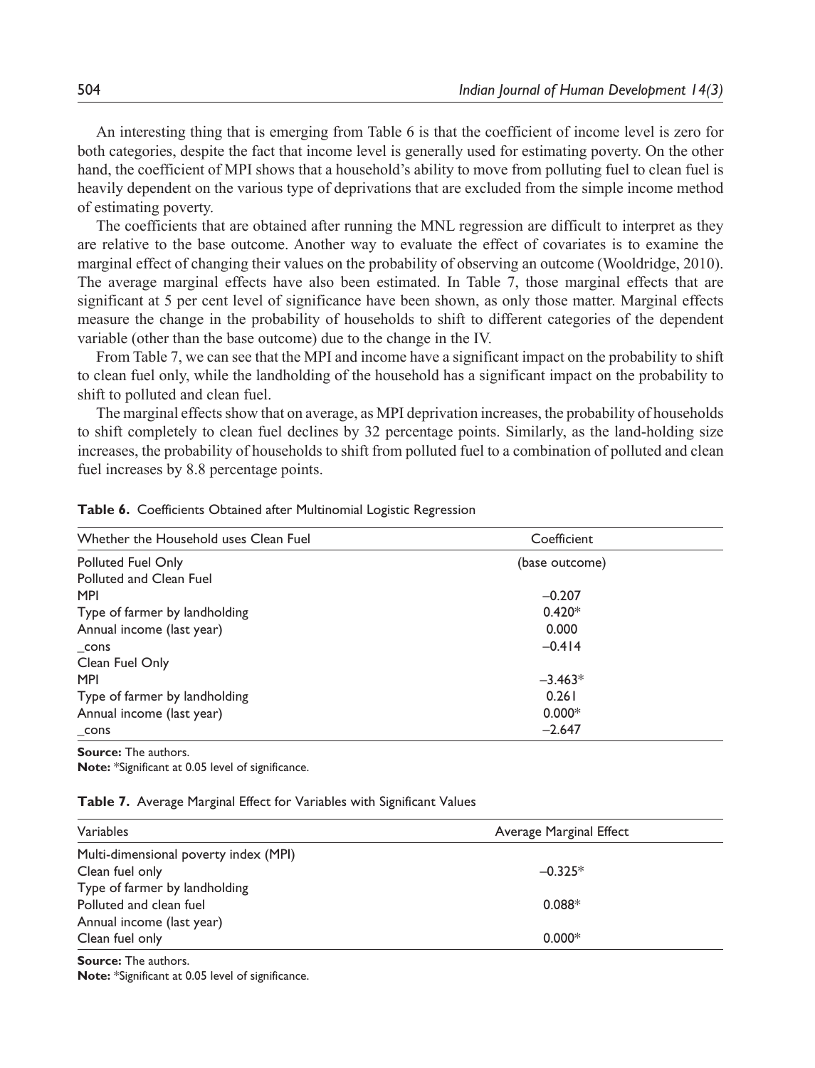An interesting thing that is emerging from Table 6 is that the coefficient of income level is zero for both categories, despite the fact that income level is generally used for estimating poverty. On the other hand, the coefficient of MPI shows that a household's ability to move from polluting fuel to clean fuel is heavily dependent on the various type of deprivations that are excluded from the simple income method of estimating poverty.

The coefficients that are obtained after running the MNL regression are difficult to interpret as they are relative to the base outcome. Another way to evaluate the effect of covariates is to examine the marginal effect of changing their values on the probability of observing an outcome (Wooldridge, 2010). The average marginal effects have also been estimated. In Table 7, those marginal effects that are significant at 5 per cent level of significance have been shown, as only those matter. Marginal effects measure the change in the probability of households to shift to different categories of the dependent variable (other than the base outcome) due to the change in the IV.

From Table 7, we can see that the MPI and income have a significant impact on the probability to shift to clean fuel only, while the landholding of the household has a significant impact on the probability to shift to polluted and clean fuel.

The marginal effects show that on average, as MPI deprivation increases, the probability of households to shift completely to clean fuel declines by 32 percentage points. Similarly, as the land-holding size increases, the probability of households to shift from polluted fuel to a combination of polluted and clean fuel increases by 8.8 percentage points.

**Table 6.** Coefficients Obtained after Multinomial Logistic Regression

| Whether the Household uses Clean Fuel | Coefficient |
|---|---|
| Polluted Fuel Only | (base outcome) |
| Polluted and Clean Fuel | |
| MPI | –0.207 |
| Type of farmer by landholding | 0.420* |
| Annual income (last year) | 0.000 |
| _cons | –0.414 |
| Clean Fuel Only | |
| MPI | –3.463* |
| Type of farmer by landholding | 0.261 |
| Annual income (last year) | 0.000* |
| _cons | –2.647 |

**Source:** The authors.
**Note:** *Significant at 0.05 level of significance.

**Table 7.** Average Marginal Effect for Variables with Significant Values

| Variables | Average Marginal Effect |
|---|---|
| Multi-dimensional poverty index (MPI) | |
| Clean fuel only | –0.325* |
| Type of farmer by landholding | |
| Polluted and clean fuel | 0.088* |
| Annual income (last year) | |
| Clean fuel only | 0.000* |

**Source:** The authors.
**Note:** *Significant at 0.05 level of significance.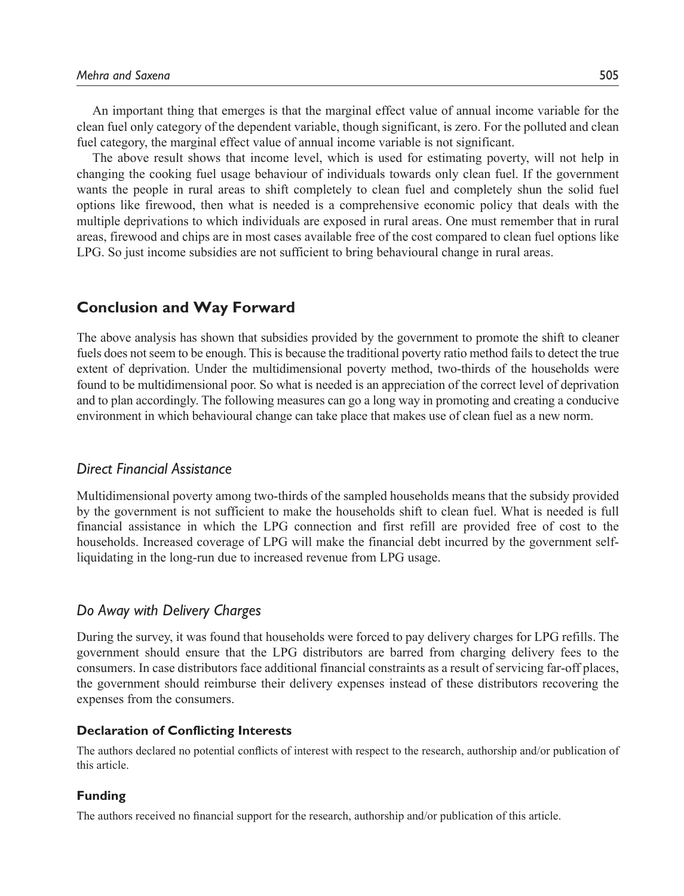An important thing that emerges is that the marginal effect value of annual income variable for the clean fuel only category of the dependent variable, though significant, is zero. For the polluted and clean fuel category, the marginal effect value of annual income variable is not significant.

The above result shows that income level, which is used for estimating poverty, will not help in changing the cooking fuel usage behaviour of individuals towards only clean fuel. If the government wants the people in rural areas to shift completely to clean fuel and completely shun the solid fuel options like firewood, then what is needed is a comprehensive economic policy that deals with the multiple deprivations to which individuals are exposed in rural areas. One must remember that in rural areas, firewood and chips are in most cases available free of the cost compared to clean fuel options like LPG. So just income subsidies are not sufficient to bring behavioural change in rural areas.

## Conclusion and Way Forward

The above analysis has shown that subsidies provided by the government to promote the shift to cleaner fuels does not seem to be enough. This is because the traditional poverty ratio method fails to detect the true extent of deprivation. Under the multidimensional poverty method, two-thirds of the households were found to be multidimensional poor. So what is needed is an appreciation of the correct level of deprivation and to plan accordingly. The following measures can go a long way in promoting and creating a conducive environment in which behavioural change can take place that makes use of clean fuel as a new norm.

### *Direct Financial Assistance*

Multidimensional poverty among two-thirds of the sampled households means that the subsidy provided by the government is not sufficient to make the households shift to clean fuel. What is needed is full financial assistance in which the LPG connection and first refill are provided free of cost to the households. Increased coverage of LPG will make the financial debt incurred by the government self-liquidating in the long-run due to increased revenue from LPG usage.

### *Do Away with Delivery Charges*

During the survey, it was found that households were forced to pay delivery charges for LPG refills. The government should ensure that the LPG distributors are barred from charging delivery fees to the consumers. In case distributors face additional financial constraints as a result of servicing far-off places, the government should reimburse their delivery expenses instead of these distributors recovering the expenses from the consumers.

#### Declaration of Conflicting Interests

The authors declared no potential conflicts of interest with respect to the research, authorship and/or publication of this article.

#### Funding

The authors received no financial support for the research, authorship and/or publication of this article.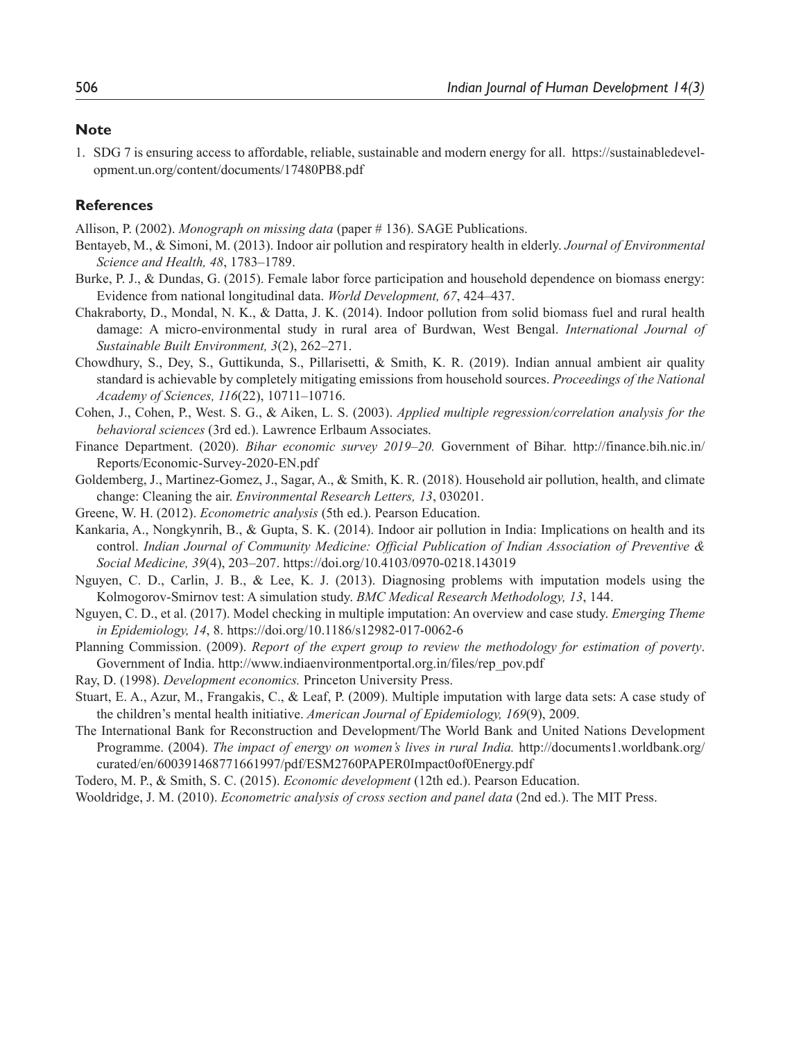## Note

1. SDG 7 is ensuring access to affordable, reliable, sustainable and modern energy for all. https://sustainabledevelopment.un.org/content/documents/17480PB8.pdf

## References

Allison, P. (2002). *Monograph on missing data* (paper # 136). SAGE Publications.

Bentayeb, M., & Simoni, M. (2013). Indoor air pollution and respiratory health in elderly. *Journal of Environmental Science and Health, 48*, 1783–1789.

Burke, P. J., & Dundas, G. (2015). Female labor force participation and household dependence on biomass energy: Evidence from national longitudinal data. *World Development, 67*, 424–437.

Chakraborty, D., Mondal, N. K., & Datta, J. K. (2014). Indoor pollution from solid biomass fuel and rural health damage: A micro-environmental study in rural area of Burdwan, West Bengal. *International Journal of Sustainable Built Environment, 3*(2), 262–271.

Chowdhury, S., Dey, S., Guttikunda, S., Pillarisetti, & Smith, K. R. (2019). Indian annual ambient air quality standard is achievable by completely mitigating emissions from household sources. *Proceedings of the National Academy of Sciences, 116*(22), 10711–10716.

Cohen, J., Cohen, P., West. S. G., & Aiken, L. S. (2003). *Applied multiple regression/correlation analysis for the behavioral sciences* (3rd ed.). Lawrence Erlbaum Associates.

Finance Department. (2020). *Bihar economic survey 2019–20.* Government of Bihar. http://finance.bih.nic.in/Reports/Economic-Survey-2020-EN.pdf

Goldemberg, J., Martinez-Gomez, J., Sagar, A., & Smith, K. R. (2018). Household air pollution, health, and climate change: Cleaning the air. *Environmental Research Letters, 13*, 030201.

Greene, W. H. (2012). *Econometric analysis* (5th ed.). Pearson Education.

Kankaria, A., Nongkynrih, B., & Gupta, S. K. (2014). Indoor air pollution in India: Implications on health and its control. *Indian Journal of Community Medicine: Official Publication of Indian Association of Preventive & Social Medicine, 39*(4), 203–207. https://doi.org/10.4103/0970-0218.143019

Nguyen, C. D., Carlin, J. B., & Lee, K. J. (2013). Diagnosing problems with imputation models using the Kolmogorov-Smirnov test: A simulation study. *BMC Medical Research Methodology, 13*, 144.

Nguyen, C. D., et al. (2017). Model checking in multiple imputation: An overview and case study. *Emerging Theme in Epidemiology, 14*, 8. https://doi.org/10.1186/s12982-017-0062-6

Planning Commission. (2009). *Report of the expert group to review the methodology for estimation of poverty*. Government of India. http://www.indiaenvironmentportal.org.in/files/rep_pov.pdf

Ray, D. (1998). *Development economics.* Princeton University Press.

Stuart, E. A., Azur, M., Frangakis, C., & Leaf, P. (2009). Multiple imputation with large data sets: A case study of the children's mental health initiative. *American Journal of Epidemiology, 169*(9), 2009.

The International Bank for Reconstruction and Development/The World Bank and United Nations Development Programme. (2004). *The impact of energy on women's lives in rural India.* http://documents1.worldbank.org/curated/en/600391468771661997/pdf/ESM2760PAPER0Impact0of0Energy.pdf

Todero, M. P., & Smith, S. C. (2015). *Economic development* (12th ed.). Pearson Education.

Wooldridge, J. M. (2010). *Econometric analysis of cross section and panel data* (2nd ed.). The MIT Press.